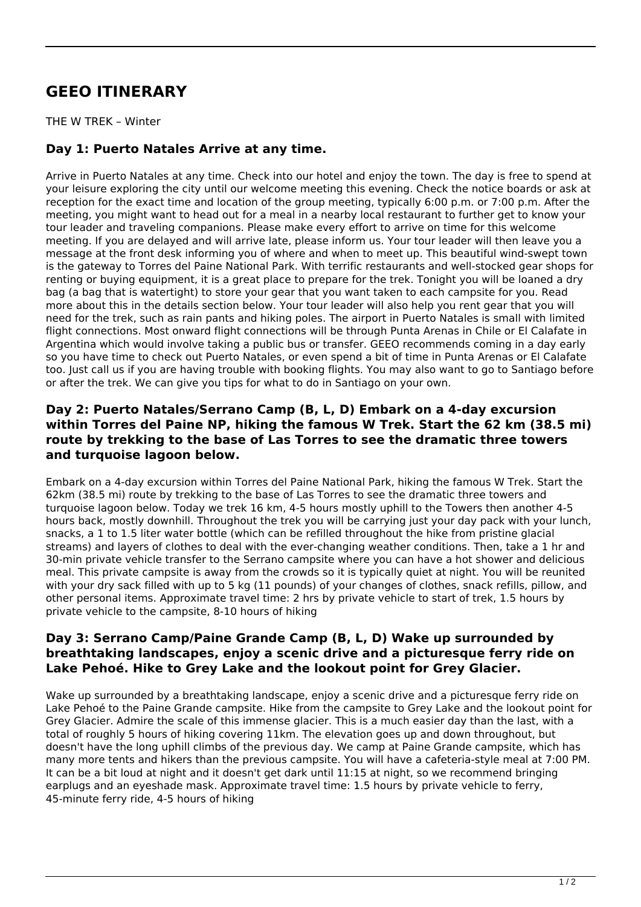# GEEO ITINERARY

THE W TREK – Winter

### Day 1: Puerto Natales Arrive at any time.

Arrive in Puerto Natales at any time. Check into our hotel and enjoy the town. The day is free to spend at your leisure exploring the city until our welcome meeting this evening. Check the notice boards or ask at reception for the exact time and location of the group meeting, typically 6:00 p.m. or 7:00 p.m. After the meeting, you might want to head out for a meal in a nearby local restaurant to further get to know your tour leader and traveling companions. Please make every effort to arrive on time for this welcome meeting. If you are delayed and will arrive late, please inform us. Your tour leader will then leave you a message at the front desk informing you of where and when to meet up. This beautiful wind-swept town is the gateway to Torres del Paine National Park. With terrific restaurants and well-stocked gear shops for renting or buying equipment, it is a great place to prepare for the trek. Tonight you will be loaned a dry bag (a bag that is watertight) to store your gear that you want taken to each campsite for you. Read more about this in the details section below. Your tour leader will also help you rent gear that you will need for the trek, such as rain pants and hiking poles. The airport in Puerto Natales is small with limited flight connections. Most onward flight connections will be through Punta Arenas in Chile or El Calafate in Argentina which would involve taking a public bus or transfer. GEEO recommends coming in a day early so you have time to check out Puerto Natales, or even spend a bit of time in Punta Arenas or El Calafate too. Just call us if you are having trouble with booking flights. You may also want to go to Santiago before or after the trek. We can give you tips for what to do in Santiago on your own.

### Day 2: Puerto Natales/Serrano Camp (B, L, D) Embark on a 4-day excursion within Torres del Paine NP, hiking the famous W Trek. Start the 62 km (38.5 mi) route by trekking to the base of Las Torres to see the dramatic three towers and turquoise lagoon below.

Embark on a 4-day excursion within Torres del Paine National Park, hiking the famous W Trek. Start the 62km (38.5 mi) route by trekking to the base of Las Torres to see the dramatic three towers and turquoise lagoon below. Today we trek 16 km, 4-5 hours mostly uphill to the Towers then another 4-5 hours back, mostly downhill. Throughout the trek you will be carrying just your day pack with your lunch, snacks, a 1 to 1.5 liter water bottle (which can be refilled throughout the hike from pristine glacial streams) and layers of clothes to deal with the ever-changing weather conditions. Then, take a 1 hr and 30-min private vehicle transfer to the Serrano campsite where you can have a hot shower and delicious meal. This private campsite is away from the crowds so it is typically quiet at night. You will be reunited with your dry sack filled with up to 5 kg (11 pounds) of your changes of clothes, snack refills, pillow, and other personal items. Approximate travel time: 2 hrs by private vehicle to start of trek, 1.5 hours by private vehicle to the campsite, 8-10 hours of hiking

### Day 3: Serrano Camp/Paine Grande Camp (B, L, D) Wake up surrounded by breathtaking landscapes, enjoy a scenic drive and a picturesque ferry ride on Lake Pehoé. Hike to Grey Lake and the lookout point for Grey Glacier.

Wake up surrounded by a breathtaking landscape, enjoy a scenic drive and a picturesque ferry ride on Lake Pehoé to the Paine Grande campsite. Hike from the campsite to Grey Lake and the lookout point for Grey Glacier. Admire the scale of this immense glacier. This is a much easier day than the last, with a total of roughly 5 hours of hiking covering 11km. The elevation goes up and down throughout, but doesn't have the long uphill climbs of the previous day. We camp at Paine Grande campsite, which has many more tents and hikers than the previous campsite. You will have a cafeteria-style meal at 7:00 PM. It can be a bit loud at night and it doesn't get dark until 11:15 at night, so we recommend bringing earplugs and an eyeshade mask. Approximate travel time: 1.5 hours by private vehicle to ferry, 45-minute ferry ride, 4-5 hours of hiking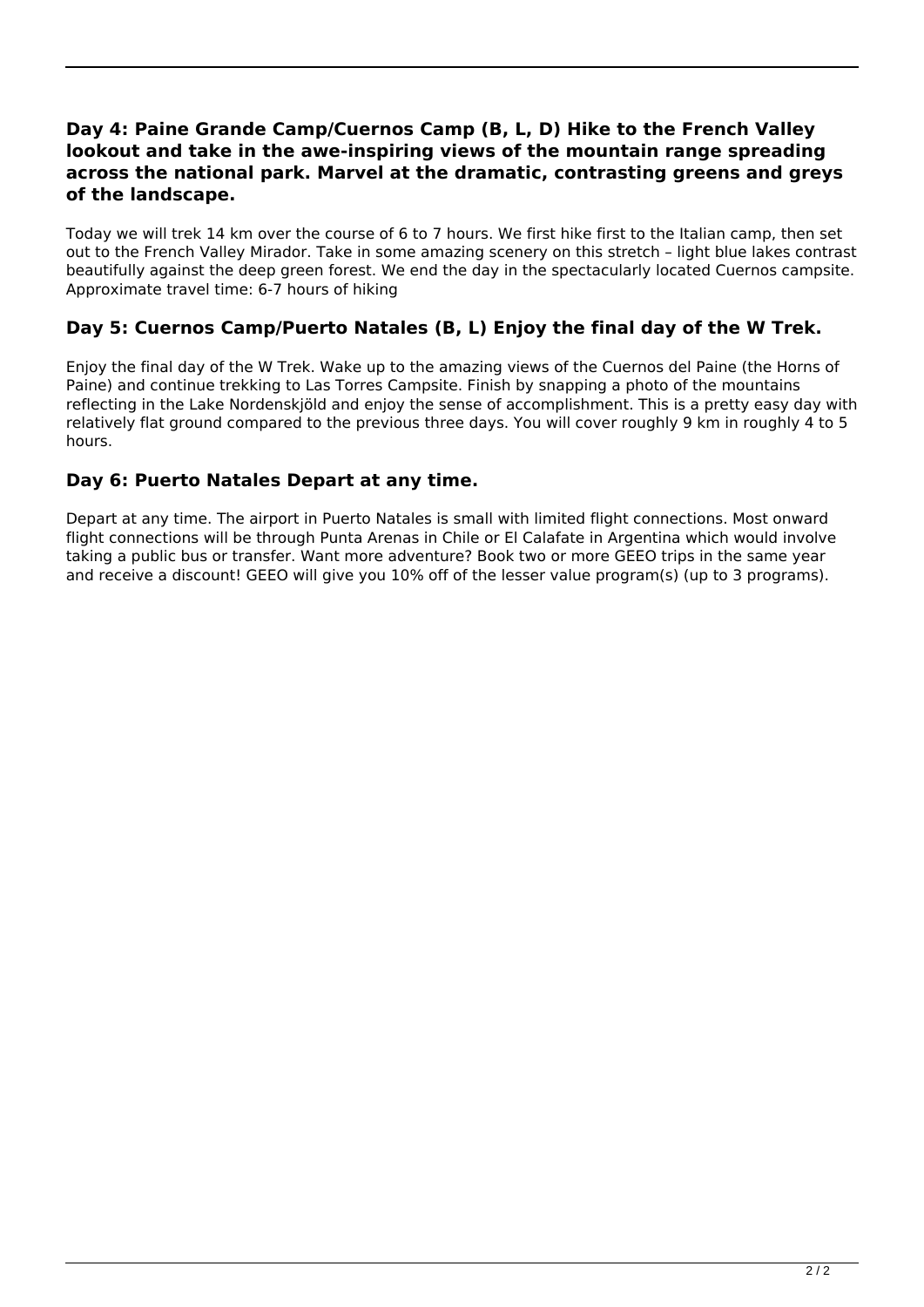### Day 4: Paine Grande Camp/Cuernos Camp (B, L, D) Hike to the French Valley lookout and take in the awe-inspiring views of the mountain range spreading across the national park. Marvel at the dramatic, contrasting greens and greys of the landscape.

Today we will trek 14 km over the course of 6 to 7 hours. We first hike first to the Italian camp, then set out to the French Valley Mirador. Take in some amazing scenery on this stretch – light blue lakes contrast beautifully against the deep green forest. We end the day in the spectacularly located Cuernos campsite. Approximate travel time: 6-7 hours of hiking

### Day 5: Cuernos Camp/Puerto Natales (B, L) Enjoy the final day of the W Trek.

Enjoy the final day of the W Trek. Wake up to the amazing views of the Cuernos del Paine (the Horns of Paine) and continue trekking to Las Torres Campsite. Finish by snapping a photo of the mountains reflecting in the Lake Nordenskjöld and enjoy the sense of accomplishment. This is a pretty easy day with relatively flat ground compared to the previous three days. You will cover roughly 9 km in roughly 4 to 5 hours.

### Day 6: Puerto Natales Depart at any time.

Depart at any time. The airport in Puerto Natales is small with limited flight connections. Most onward flight connections will be through Punta Arenas in Chile or El Calafate in Argentina which would involve taking a public bus or transfer. Want more adventure? Book two or more GEEO trips in the same year and receive a discount! GEEO will give you 10% off of the lesser value program(s) (up to 3 programs).